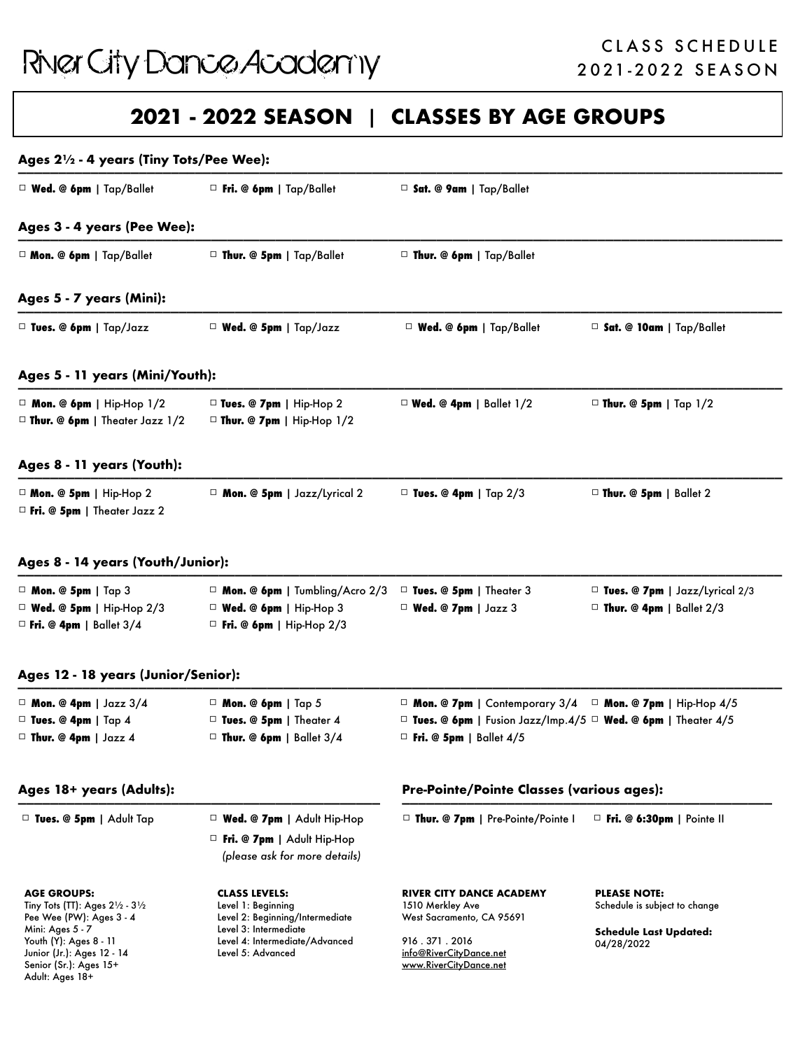# River City Dance Academy

CLASS SCHEDULE
2021-2022 SEASON

## 2021 - 2022 SEASON | CLASSES BY AGE GROUPS

### Ages 2½ - 4 years (Tiny Tots/Pee Wee):

- ☐ **Wed. @ 6pm** | Tap/Ballet
- ☐ **Fri. @ 6pm** | Tap/Ballet
- ☐ **Sat. @ 9am** | Tap/Ballet

### Ages 3 - 4 years (Pee Wee):

- ☐ **Mon. @ 6pm** | Tap/Ballet
- ☐ **Thur. @ 5pm** | Tap/Ballet
- ☐ **Thur. @ 6pm** | Tap/Ballet

### Ages 5 - 7 years (Mini):

- ☐ **Tues. @ 6pm** | Tap/Jazz
- ☐ **Wed. @ 5pm** | Tap/Jazz
- ☐ **Wed. @ 6pm** | Tap/Ballet
- ☐ **Sat. @ 10am** | Tap/Ballet

### Ages 5 - 11 years (Mini/Youth):

- ☐ **Mon. @ 6pm** | Hip-Hop 1/2
- ☐ **Thur. @ 6pm** | Theater Jazz 1/2
- ☐ **Tues. @ 7pm** | Hip-Hop 2
- ☐ **Thur. @ 7pm** | Hip-Hop 1/2
- ☐ **Wed. @ 4pm** | Ballet 1/2
- ☐ **Thur. @ 5pm** | Tap 1/2

### Ages 8 - 11 years (Youth):

- ☐ **Mon. @ 5pm** | Hip-Hop 2
- ☐ **Fri. @ 5pm** | Theater Jazz 2
- ☐ **Mon. @ 5pm** | Jazz/Lyrical 2
- ☐ **Tues. @ 4pm** | Tap 2/3
- ☐ **Thur. @ 5pm** | Ballet 2

### Ages 8 - 14 years (Youth/Junior):

- ☐ **Mon. @ 5pm** | Tap 3
- ☐ **Wed. @ 5pm** | Hip-Hop 2/3
- ☐ **Fri. @ 4pm** | Ballet 3/4
- ☐ **Mon. @ 6pm** | Tumbling/Acro 2/3
- ☐ **Wed. @ 6pm** | Hip-Hop 3
- ☐ **Fri. @ 6pm** | Hip-Hop 2/3
- ☐ **Tues. @ 5pm** | Theater 3
- ☐ **Wed. @ 7pm** | Jazz 3
- ☐ **Tues. @ 7pm** | Jazz/Lyrical 2/3
- ☐ **Thur. @ 4pm** | Ballet 2/3

### Ages 12 - 18 years (Junior/Senior):

- ☐ **Mon. @ 4pm** | Jazz 3/4
- ☐ **Tues. @ 4pm** | Tap 4
- ☐ **Thur. @ 4pm** | Jazz 4
- ☐ **Mon. @ 6pm** | Tap 5
- ☐ **Tues. @ 5pm** | Theater 4
- ☐ **Thur. @ 6pm** | Ballet 3/4
- ☐ **Mon. @ 7pm** | Contemporary 3/4
- ☐ **Tues. @ 6pm** | Fusion Jazz/Imp.4/5
- ☐ **Fri. @ 5pm** | Ballet 4/5
- ☐ **Mon. @ 7pm** | Hip-Hop 4/5
- ☐ **Wed. @ 6pm** | Theater 4/5

### Ages 18+ years (Adults):

- ☐ **Tues. @ 5pm** | Adult Tap
- ☐ **Wed. @ 7pm** | Adult Hip-Hop
- ☐ **Fri. @ 7pm** | Adult Hip-Hop

*(please ask for more details)*

### Pre-Pointe/Pointe Classes (various ages):

- ☐ **Thur. @ 7pm** | Pre-Pointe/Pointe I
- ☐ **Fri. @ 6:30pm** | Pointe II

**AGE GROUPS:**
Tiny Tots (TT): Ages 2½ - 3½
Pee Wee (PW): Ages 3 - 4
Mini: Ages 5 - 7
Youth (Y): Ages 8 - 11
Junior (Jr.): Ages 12 - 14
Senior (Sr.): Ages 15+
Adult: Ages 18+

**CLASS LEVELS:**
Level 1: Beginning
Level 2: Beginning/Intermediate
Level 3: Intermediate
Level 4: Intermediate/Advanced
Level 5: Advanced

**RIVER CITY DANCE ACADEMY**
1510 Merkley Ave
West Sacramento, CA 95691

916 . 371 . 2016
info@RiverCityDance.net
www.RiverCityDance.net

**PLEASE NOTE:**
Schedule is subject to change

**Schedule Last Updated:**
04/28/2022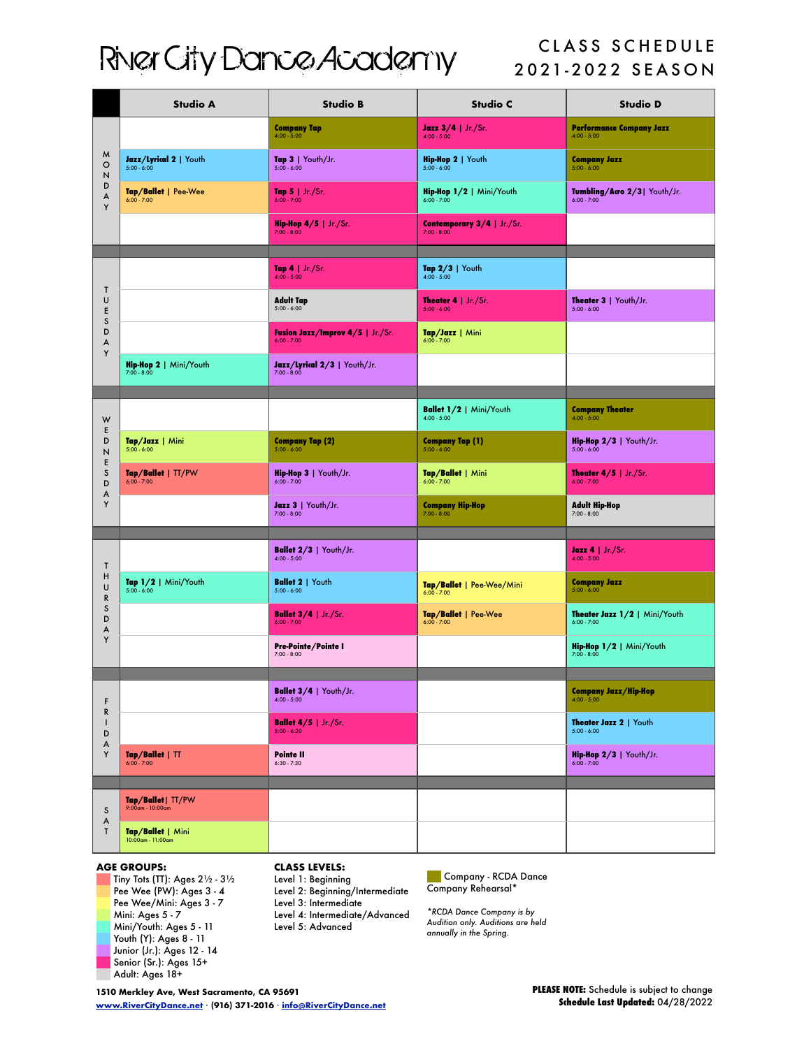# River City Dance Academy

## CLASS SCHEDULE 2021-2022 SEASON

| | Studio A | Studio B | Studio C | Studio D |
|---|---|---|---|---|
| MONDAY | | **Company Tap** 4:00 - 5:00 | **Jazz 3/4** \| Jr./Sr. 4:00 - 5:00 | **Performance Company Jazz** 4:00 - 5:00 |
| | **Jazz/Lyrical 2** \| Youth 5:00 - 6:00 | **Tap 3** \| Youth/Jr. 5:00 - 6:00 | **Hip-Hop 2** \| Youth 5:00 - 6:00 | **Company Jazz** 5:00 - 6:00 |
| | **Tap/Ballet** \| Pee-Wee 6:00 - 7:00 | **Tap 5** \| Jr./Sr. 6:00 - 7:00 | **Hip-Hop 1/2** \| Mini/Youth 6:00 - 7:00 | **Tumbling/Acro 2/3**\| Youth/Jr. 6:00 - 7:00 |
| | | **Hip-Hop 4/5** \| Jr./Sr. 7:00 - 8:00 | **Contemporary 3/4** \| Jr./Sr. 7:00 - 8:00 | |
| TUESDAY | | **Tap 4** \| Jr./Sr. 4:00 - 5:00 | **Tap 2/3** \| Youth 4:00 - 5:00 | |
| | | **Adult Tap** 5:00 - 6:00 | **Theater 4** \| Jr./Sr. 5:00 - 6:00 | **Theater 3** \| Youth/Jr. 5:00 - 6:00 |
| | | **Fusion Jazz/Improv 4/5** \| Jr./Sr. 6:00 - 7:00 | **Tap/Jazz** \| Mini 6:00 - 7:00 | |
| | **Hip-Hop 2** \| Mini/Youth 7:00 - 8:00 | **Jazz/Lyrical 2/3** \| Youth/Jr. 7:00 - 8:00 | | |
| WEDNESDAY | | | **Ballet 1/2** \| Mini/Youth 4:00 - 5:00 | **Company Theater** 4:00 - 5:00 |
| | **Tap/Jazz** \| Mini 5:00 - 6:00 | **Company Tap (2)** 5:00 - 6:00 | **Company Tap (1)** 5:00 - 6:00 | **Hip-Hop 2/3** \| Youth/Jr. 5:00 - 6:00 |
| | **Tap/Ballet** \| TT/PW 6:00 - 7:00 | **Hip-Hop 3** \| Youth/Jr. 6:00 - 7:00 | **Tap/Ballet** \| Mini 6:00 - 7:00 | **Theater 4/5** \| Jr./Sr. 6:00 - 7:00 |
| | | **Jazz 3** \| Youth/Jr. 7:00 - 8:00 | **Company Hip-Hop** 7:00 - 8:00 | **Adult Hip-Hop** 7:00 - 8:00 |
| THURSDAY | | **Ballet 2/3** \| Youth/Jr. 4:00 - 5:00 | | **Jazz 4** \| Jr./Sr. 4:00 - 5:00 |
| | **Tap 1/2** \| Mini/Youth 5:00 - 6:00 | **Ballet 2** \| Youth 5:00 - 6:00 | **Tap/Ballet** \| Pee-Wee/Mini 6:00 - 7:00 | **Company Jazz** 5:00 - 6:00 |
| | | **Ballet 3/4** \| Jr./Sr. 6:00 - 7:00 | **Tap/Ballet** \| Pee-Wee 6:00 - 7:00 | **Theater Jazz 1/2** \| Mini/Youth 6:00 - 7:00 |
| | | **Pre-Pointe/Pointe I** 7:00 - 8:00 | | **Hip-Hop 1/2** \| Mini/Youth 7:00 - 8:00 |
| FRIDAY | | **Ballet 3/4** \| Youth/Jr. 4:00 - 5:00 | | **Company Jazz/Hip-Hop** 4:00 - 5:00 |
| | | **Ballet 4/5** \| Jr./Sr. 5:00 - 6:30 | | **Theater Jazz 2** \| Youth 5:00 - 6:00 |
| | **Tap/Ballet** \| TT 6:00 - 7:00 | **Pointe II** 6:30 - 7:30 | | **Hip-Hop 2/3** \| Youth/Jr. 6:00 - 7:00 |
| SAT | **Tap/Ballet**\| TT/PW 9:00am - 10:00am | | | |
| | **Tap/Ballet** \| Mini 10:00am - 11:00am | | | |

**AGE GROUPS:**
- Tiny Tots (TT): Ages 2½ - 3½
- Pee Wee (PW): Ages 3 - 4
- Pee Wee/Mini: Ages 3 - 7
- Mini: Ages 5 - 7
- Mini/Youth: Ages 5 - 11
- Youth (Y): Ages 8 - 11
- Junior (Jr.): Ages 12 - 14
- Senior (Sr.): Ages 15+
- Adult: Ages 18+

**CLASS LEVELS:**
- Level 1: Beginning
- Level 2: Beginning/Intermediate
- Level 3: Intermediate
- Level 4: Intermediate/Advanced
- Level 5: Advanced

Company - RCDA Dance Company Rehearsal*

*\*RCDA Dance Company is by Audition only. Auditions are held annually in the Spring.*

**1510 Merkley Ave, West Sacramento, CA 95691**
**www.RiverCityDance.net · (916) 371-2016 · info@RiverCityDance.net**

**PLEASE NOTE:** Schedule is subject to change
**Schedule Last Updated:** 04/28/2022